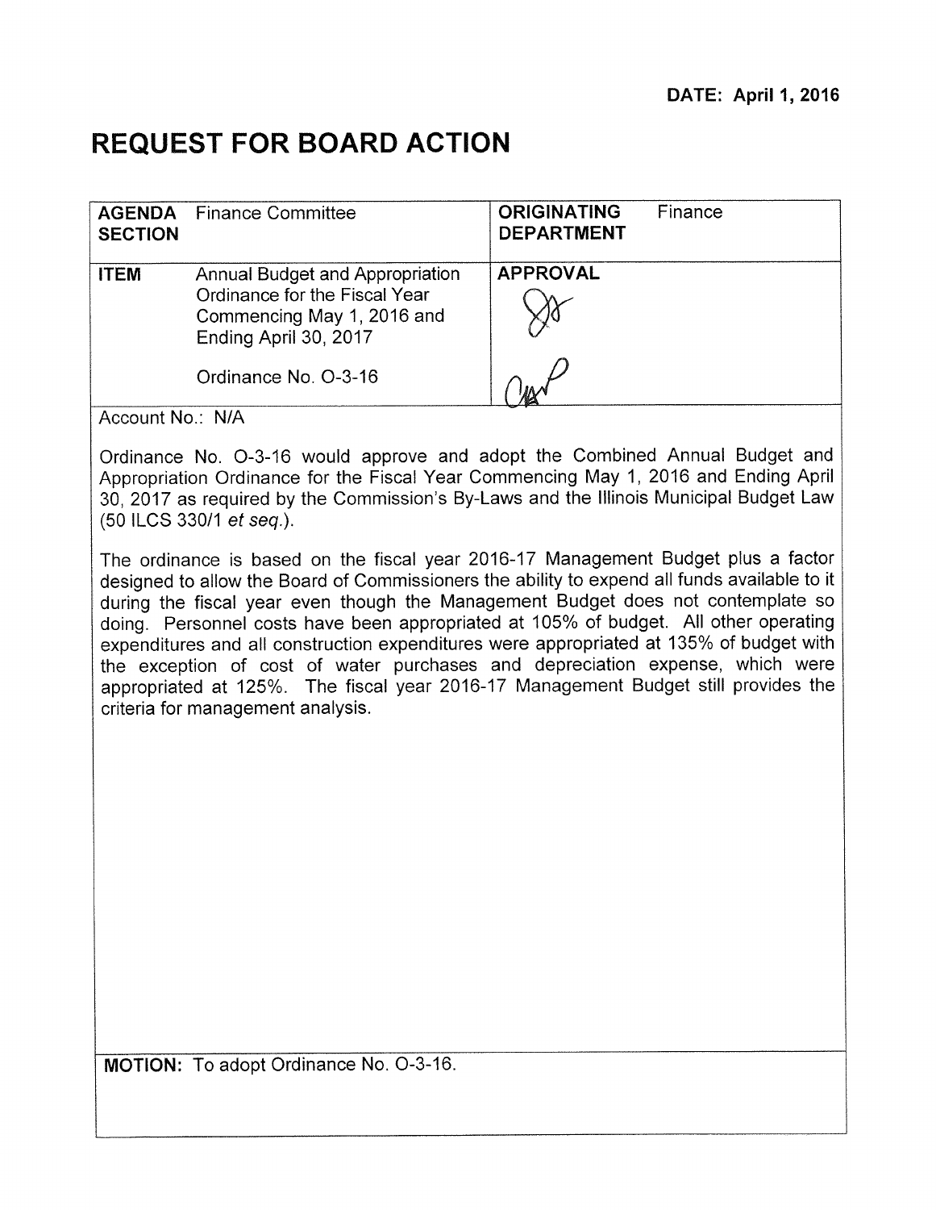**DATE: April 1, 2016**

# REQUEST FOR BOARD ACTION

| | | | |
|---|---|---|---|
| **AGENDA SECTION** | Finance Committee | **ORIGINATING DEPARTMENT** | Finance |
| **ITEM** | Annual Budget and Appropriation Ordinance for the Fiscal Year Commencing May 1, 2016 and Ending April 30, 2017<br><br>Ordinance No. O-3-16 | **APPROVAL** | |

Account No.: N/A

Ordinance No. O-3-16 would approve and adopt the Combined Annual Budget and Appropriation Ordinance for the Fiscal Year Commencing May 1, 2016 and Ending April 30, 2017 as required by the Commission's By-Laws and the Illinois Municipal Budget Law (50 ILCS 330/1 *et seq.*).

The ordinance is based on the fiscal year 2016-17 Management Budget plus a factor designed to allow the Board of Commissioners the ability to expend all funds available to it during the fiscal year even though the Management Budget does not contemplate so doing. Personnel costs have been appropriated at 105% of budget. All other operating expenditures and all construction expenditures were appropriated at 135% of budget with the exception of cost of water purchases and depreciation expense, which were appropriated at 125%. The fiscal year 2016-17 Management Budget still provides the criteria for management analysis.

**MOTION:** To adopt Ordinance No. O-3-16.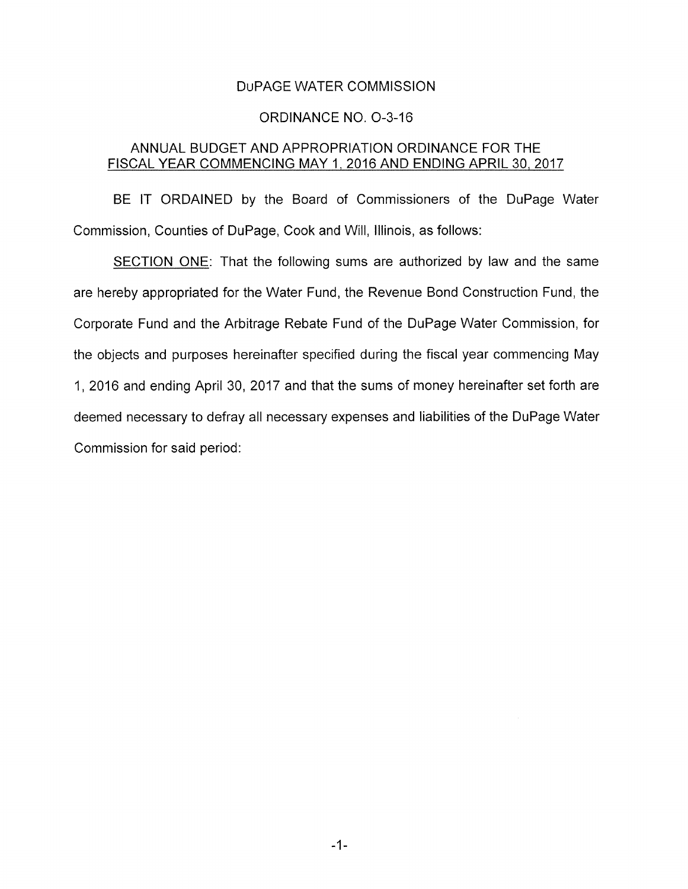DuPAGE WATER COMMISSION

ORDINANCE NO. O-3-16

ANNUAL BUDGET AND APPROPRIATION ORDINANCE FOR THE FISCAL YEAR COMMENCING MAY 1, 2016 AND ENDING APRIL 30, 2017

BE IT ORDAINED by the Board of Commissioners of the DuPage Water Commission, Counties of DuPage, Cook and Will, Illinois, as follows:

SECTION ONE: That the following sums are authorized by law and the same are hereby appropriated for the Water Fund, the Revenue Bond Construction Fund, the Corporate Fund and the Arbitrage Rebate Fund of the DuPage Water Commission, for the objects and purposes hereinafter specified during the fiscal year commencing May 1, 2016 and ending April 30, 2017 and that the sums of money hereinafter set forth are deemed necessary to defray all necessary expenses and liabilities of the DuPage Water Commission for said period: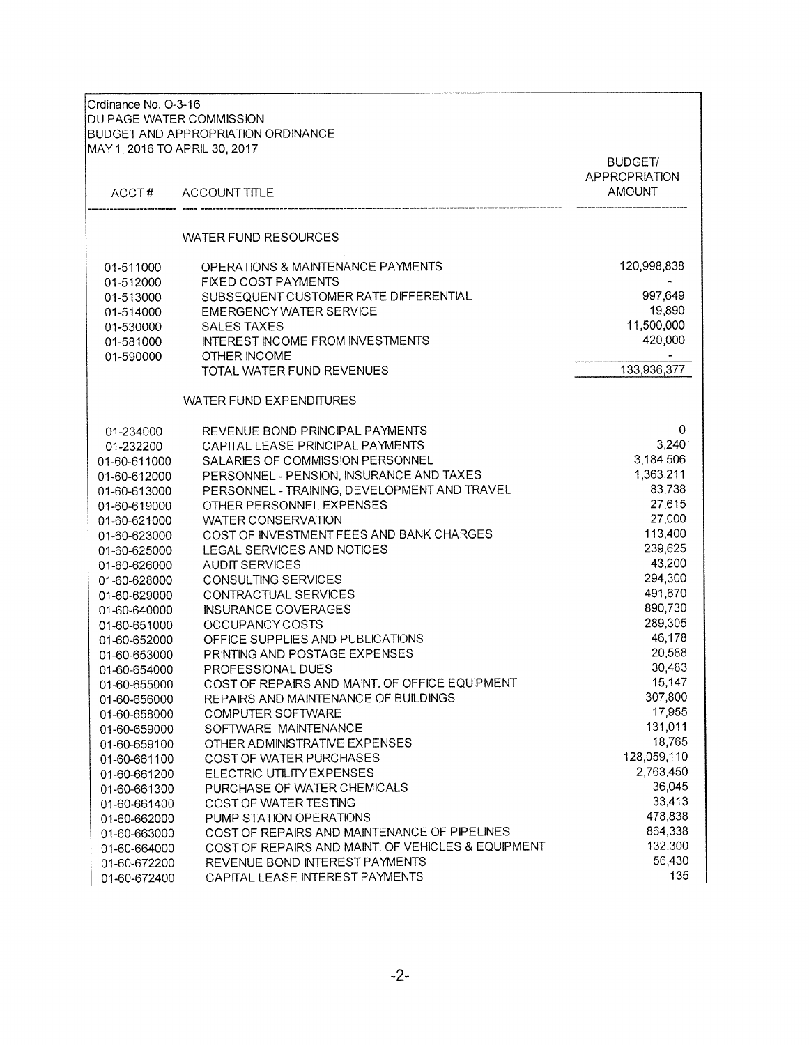Ordinance No. O-3-16
DU PAGE WATER COMMISSION
BUDGET AND APPROPRIATION ORDINANCE
MAY 1, 2016 TO APRIL 30, 2017

| ACCT # | ACCOUNT TITLE | BUDGET/ APPROPRIATION AMOUNT |
|---|---|---|
| | WATER FUND RESOURCES | |
| 01-511000 | OPERATIONS & MAINTENANCE PAYMENTS | 120,998,838 |
| 01-512000 | FIXED COST PAYMENTS | - |
| 01-513000 | SUBSEQUENT CUSTOMER RATE DIFFERENTIAL | 997,649 |
| 01-514000 | EMERGENCY WATER SERVICE | 19,890 |
| 01-530000 | SALES TAXES | 11,500,000 |
| 01-581000 | INTEREST INCOME FROM INVESTMENTS | 420,000 |
| 01-590000 | OTHER INCOME | - |
| | TOTAL WATER FUND REVENUES | 133,936,377 |
| | WATER FUND EXPENDITURES | |
| 01-234000 | REVENUE BOND PRINCIPAL PAYMENTS | 0 |
| 01-232200 | CAPITAL LEASE PRINCIPAL PAYMENTS | 3,240 |
| 01-60-611000 | SALARIES OF COMMISSION PERSONNEL | 3,184,506 |
| 01-60-612000 | PERSONNEL - PENSION, INSURANCE AND TAXES | 1,363,211 |
| 01-60-613000 | PERSONNEL - TRAINING, DEVELOPMENT AND TRAVEL | 83,738 |
| 01-60-619000 | OTHER PERSONNEL EXPENSES | 27,615 |
| 01-60-621000 | WATER CONSERVATION | 27,000 |
| 01-60-623000 | COST OF INVESTMENT FEES AND BANK CHARGES | 113,400 |
| 01-60-625000 | LEGAL SERVICES AND NOTICES | 239,625 |
| 01-60-626000 | AUDIT SERVICES | 43,200 |
| 01-60-628000 | CONSULTING SERVICES | 294,300 |
| 01-60-629000 | CONTRACTUAL SERVICES | 491,670 |
| 01-60-640000 | INSURANCE COVERAGES | 890,730 |
| 01-60-651000 | OCCUPANCY COSTS | 289,305 |
| 01-60-652000 | OFFICE SUPPLIES AND PUBLICATIONS | 46,178 |
| 01-60-653000 | PRINTING AND POSTAGE EXPENSES | 20,588 |
| 01-60-654000 | PROFESSIONAL DUES | 30,483 |
| 01-60-655000 | COST OF REPAIRS AND MAINT. OF OFFICE EQUIPMENT | 15,147 |
| 01-60-656000 | REPAIRS AND MAINTENANCE OF BUILDINGS | 307,800 |
| 01-60-658000 | COMPUTER SOFTWARE | 17,955 |
| 01-60-659000 | SOFTWARE MAINTENANCE | 131,011 |
| 01-60-659100 | OTHER ADMINISTRATIVE EXPENSES | 18,765 |
| 01-60-661100 | COST OF WATER PURCHASES | 128,059,110 |
| 01-60-661200 | ELECTRIC UTILITY EXPENSES | 2,763,450 |
| 01-60-661300 | PURCHASE OF WATER CHEMICALS | 36,045 |
| 01-60-661400 | COST OF WATER TESTING | 33,413 |
| 01-60-662000 | PUMP STATION OPERATIONS | 478,838 |
| 01-60-663000 | COST OF REPAIRS AND MAINTENANCE OF PIPELINES | 864,338 |
| 01-60-664000 | COST OF REPAIRS AND MAINT. OF VEHICLES & EQUIPMENT | 132,300 |
| 01-60-672200 | REVENUE BOND INTEREST PAYMENTS | 56,430 |
| 01-60-672400 | CAPITAL LEASE INTEREST PAYMENTS | 135 |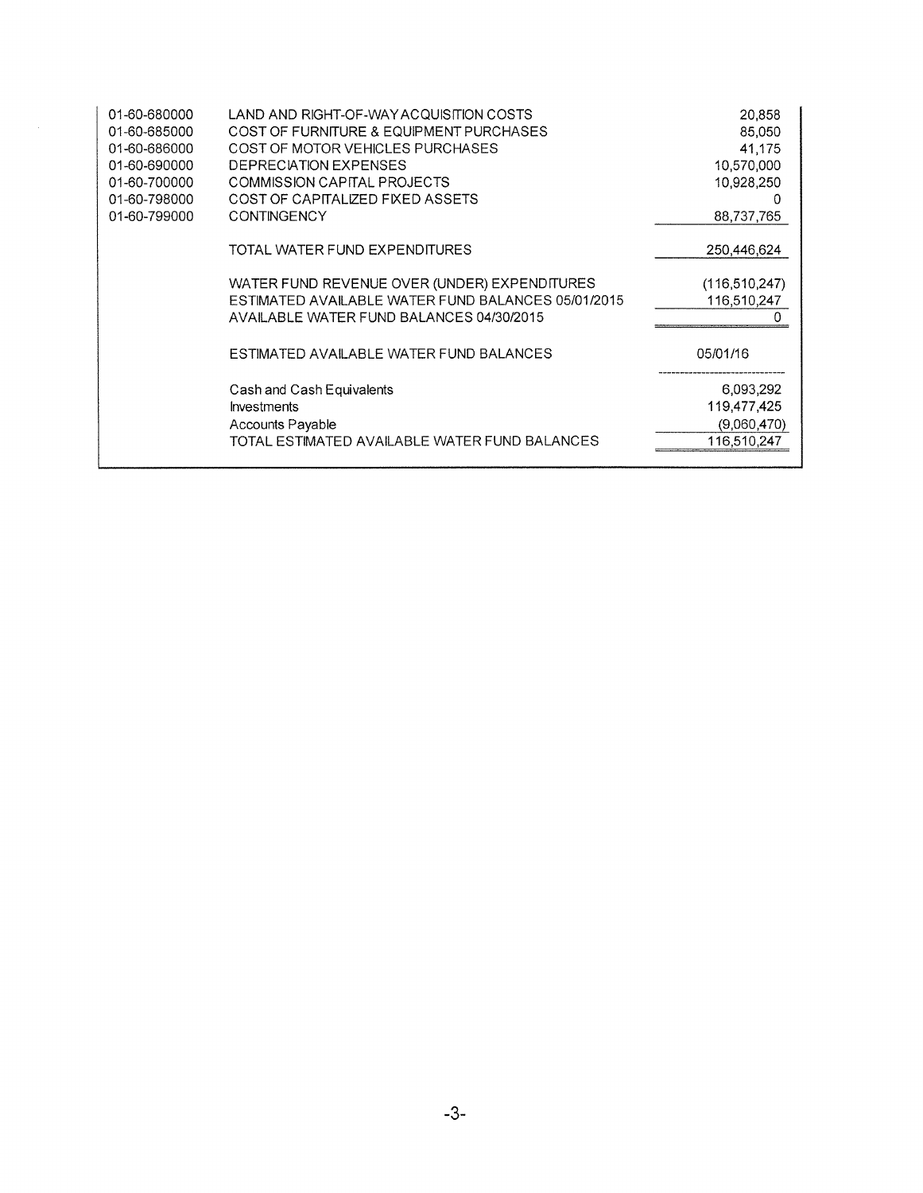| | | |
|---|---|---|
| 01-60-680000 | LAND AND RIGHT-OF-WAY ACQUISITION COSTS | 20,858 |
| 01-60-685000 | COST OF FURNITURE & EQUIPMENT PURCHASES | 85,050 |
| 01-60-686000 | COST OF MOTOR VEHICLES PURCHASES | 41,175 |
| 01-60-690000 | DEPRECIATION EXPENSES | 10,570,000 |
| 01-60-700000 | COMMISSION CAPITAL PROJECTS | 10,928,250 |
| 01-60-798000 | COST OF CAPITALIZED FIXED ASSETS | 0 |
| 01-60-799000 | CONTINGENCY | 88,737,765 |
| | TOTAL WATER FUND EXPENDITURES | 250,446,624 |
| | WATER FUND REVENUE OVER (UNDER) EXPENDITURES | (116,510,247) |
| | ESTIMATED AVAILABLE WATER FUND BALANCES 05/01/2015 | 116,510,247 |
| | AVAILABLE WATER FUND BALANCES 04/30/2015 | 0 |
| | ESTIMATED AVAILABLE WATER FUND BALANCES | 05/01/16 |
| | Cash and Cash Equivalents | 6,093,292 |
| | Investments | 119,477,425 |
| | Accounts Payable | (9,060,470) |
| | TOTAL ESTIMATED AVAILABLE WATER FUND BALANCES | 116,510,247 |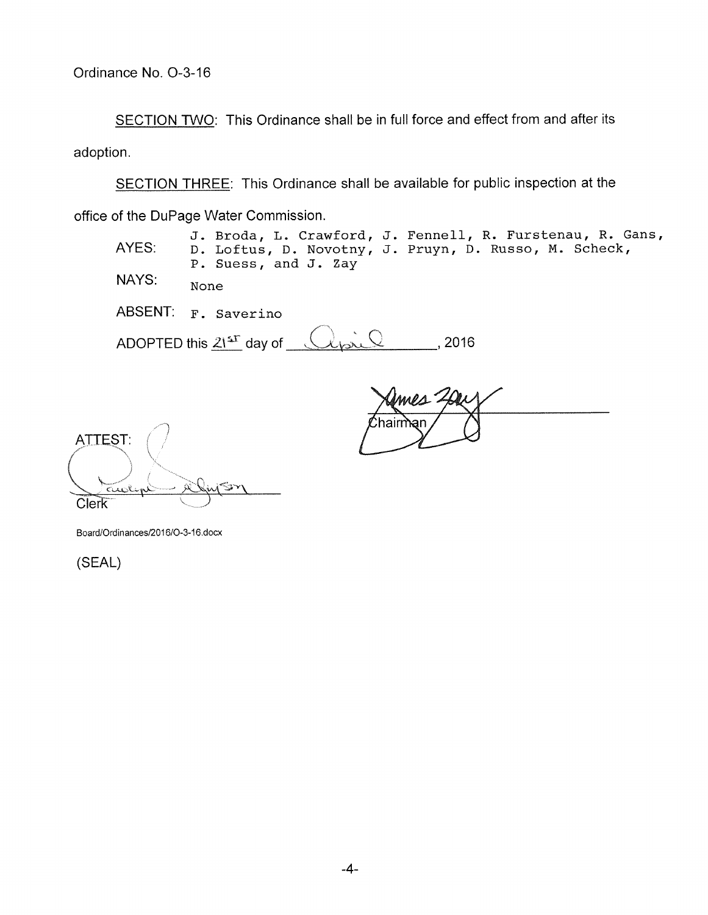Ordinance No. O-3-16

SECTION TWO: This Ordinance shall be in full force and effect from and after its adoption.

SECTION THREE: This Ordinance shall be available for public inspection at the office of the DuPage Water Commission.

AYES: J. Broda, L. Crawford, J. Fennell, R. Furstenau, R. Gans, D. Loftus, D. Novotny, J. Pruyn, D. Russo, M. Scheck, P. Suess, and J. Zay

NAYS: None

ABSENT: F. Saverino

ADOPTED this 21st day of April, 2016

Chairman

ATTEST:

Clerk

Board/Ordinances/2016/O-3-16.docx

(SEAL)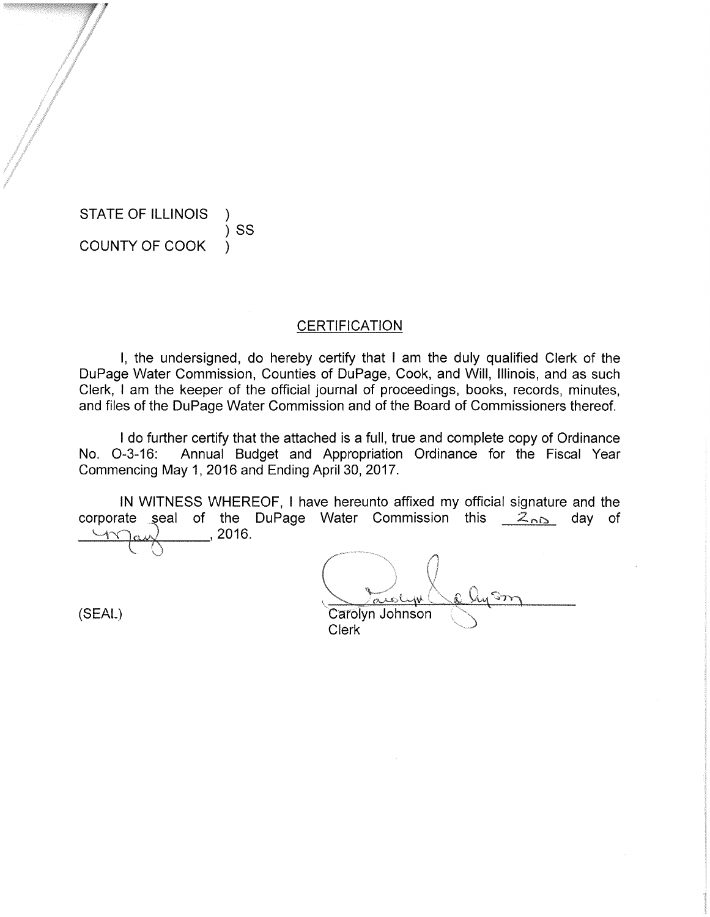STATE OF ILLINOIS )
) SS
COUNTY OF COOK )

## CERTIFICATION

I, the undersigned, do hereby certify that I am the duly qualified Clerk of the DuPage Water Commission, Counties of DuPage, Cook, and Will, Illinois, and as such Clerk, I am the keeper of the official journal of proceedings, books, records, minutes, and files of the DuPage Water Commission and of the Board of Commissioners thereof.

I do further certify that the attached is a full, true and complete copy of Ordinance No. O-3-16: Annual Budget and Appropriation Ordinance for the Fiscal Year Commencing May 1, 2016 and Ending April 30, 2017.

IN WITNESS WHEREOF, I have hereunto affixed my official signature and the corporate seal of the DuPage Water Commission this 2nd day of May, 2016.

(SEAL)

Carolyn Johnson
Clerk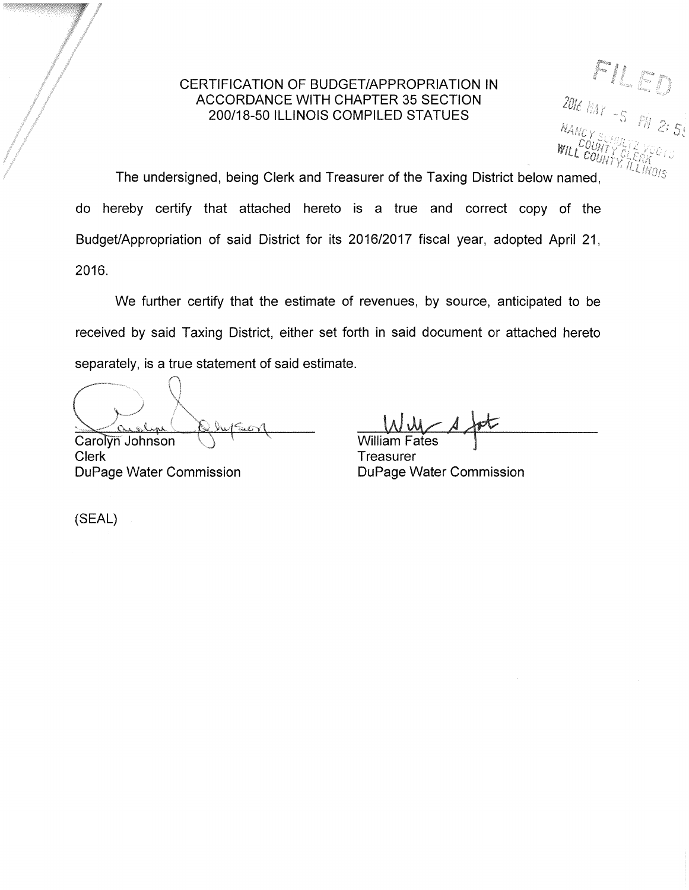FILED

2016 MAY -5 PM 2:5

NANCY SCHULTZ VOOTS
COUNTY CLERK
WILL COUNTY, ILLINOIS

# CERTIFICATION OF BUDGET/APPROPRIATION IN ACCORDANCE WITH CHAPTER 35 SECTION 200/18-50 ILLINOIS COMPILED STATUES

The undersigned, being Clerk and Treasurer of the Taxing District below named, do hereby certify that attached hereto is a true and correct copy of the Budget/Appropriation of said District for its 2016/2017 fiscal year, adopted April 21, 2016.

We further certify that the estimate of revenues, by source, anticipated to be received by said Taxing District, either set forth in said document or attached hereto separately, is a true statement of said estimate.

Carolyn Johnson
Clerk
DuPage Water Commission

William Fates
Treasurer
DuPage Water Commission

(SEAL)